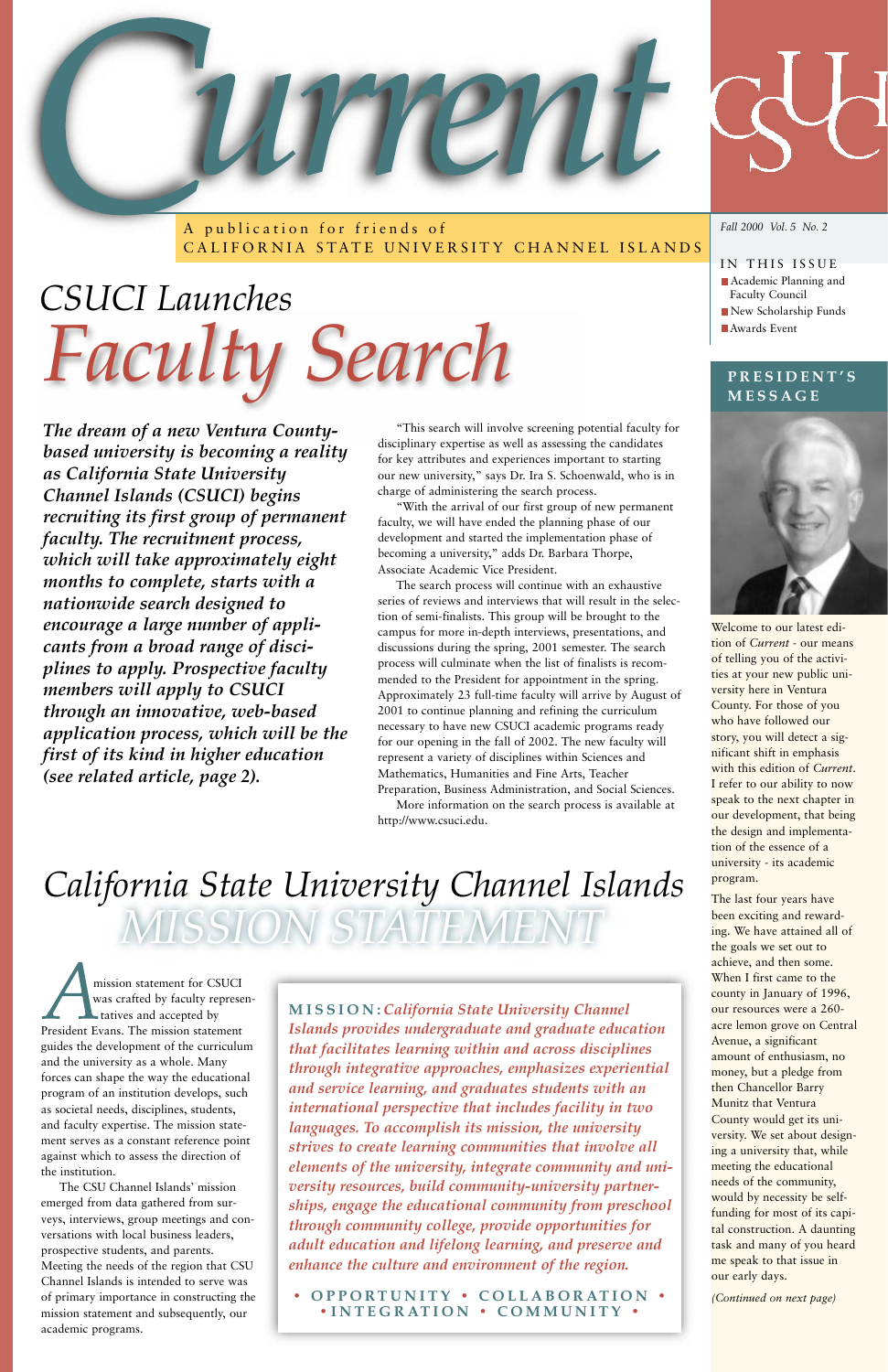# Current

A publication for friends of CALIFORNIA STATE UNIVERSITY CHANNEL ISLANDS

*Fall 2000 Vol. 5 No. 2*

**IN THIS ISSUE**

- Academic Planning and Faculty Council
- New Scholarship Funds
- Awards Event

# CSUCI Launches *Faculty Search*

***The dream of a new Ventura County-based university is becoming a reality as California State University Channel Islands (CSUCI) begins recruiting its first group of permanent faculty. The recruitment process, which will take approximately eight months to complete, starts with a nationwide search designed to encourage a large number of applicants from a broad range of disciplines to apply. Prospective faculty members will apply to CSUCI through an innovative, web-based application process, which will be the first of its kind in higher education (see related article, page 2).***

"This search will involve screening potential faculty for disciplinary expertise as well as assessing the candidates for key attributes and experiences important to starting our new university," says Dr. Ira S. Schoenwald, who is in charge of administering the search process.

"With the arrival of our first group of new permanent faculty, we will have ended the planning phase of our development and started the implementation phase of becoming a university," adds Dr. Barbara Thorpe, Associate Academic Vice President.

The search process will continue with an exhaustive series of reviews and interviews that will result in the selection of semi-finalists. This group will be brought to the campus for more in-depth interviews, presentations, and discussions during the spring, 2001 semester. The search process will culminate when the list of finalists is recommended to the President for appointment in the spring. Approximately 23 full-time faculty will arrive by August of 2001 to continue planning and refining the curriculum necessary to have new CSUCI academic programs ready for our opening in the fall of 2002. The new faculty will represent a variety of disciplines within Sciences and Mathematics, Humanities and Fine Arts, Teacher Preparation, Business Administration, and Social Sciences.

More information on the search process is available at http://www.csuci.edu.

# California State University Channel Islands *MISSION STATEMENT*

A mission statement for CSUCI was crafted by faculty representatives and accepted by President Evans. The mission statement guides the development of the curriculum and the university as a whole. Many forces can shape the way the educational program of an institution develops, such as societal needs, disciplines, students, and faculty expertise. The mission statement serves as a constant reference point against which to assess the direction of the institution.

The CSU Channel Islands' mission emerged from data gathered from surveys, interviews, group meetings and conversations with local business leaders, prospective students, and parents. Meeting the needs of the region that CSU Channel Islands is intended to serve was of primary importance in constructing the mission statement and subsequently, our academic programs.

**MISSION:** *California State University Channel Islands provides undergraduate and graduate education that facilitates learning within and across disciplines through integrative approaches, emphasizes experiential and service learning, and graduates students with an international perspective that includes facility in two languages. To accomplish its mission, the university strives to create learning communities that involve all elements of the university, integrate community and university resources, build community-university partnerships, engage the educational community from preschool through community college, provide opportunities for adult education and lifelong learning, and preserve and enhance the culture and environment of the region.*

**• OPPORTUNITY • COLLABORATION • • INTEGRATION • COMMUNITY •**

## PRESIDENT'S MESSAGE

Welcome to our latest edition of *Current* - our means of telling you of the activities at your new public university here in Ventura County. For those of you who have followed our story, you will detect a significant shift in emphasis with this edition of *Current*. I refer to our ability to now speak to the next chapter in our development, that being the design and implementation of the essence of a university - its academic program.

The last four years have been exciting and rewarding. We have attained all of the goals we set out to achieve, and then some. When I first came to the county in January of 1996, our resources were a 260-acre lemon grove on Central Avenue, a significant amount of enthusiasm, no money, but a pledge from then Chancellor Barry Munitz that Ventura County would get its university. We set about designing a university that, while meeting the educational needs of the community, would by necessity be self-funding for most of its capital construction. A daunting task and many of you heard me speak to that issue in our early days.

*(Continued on next page)*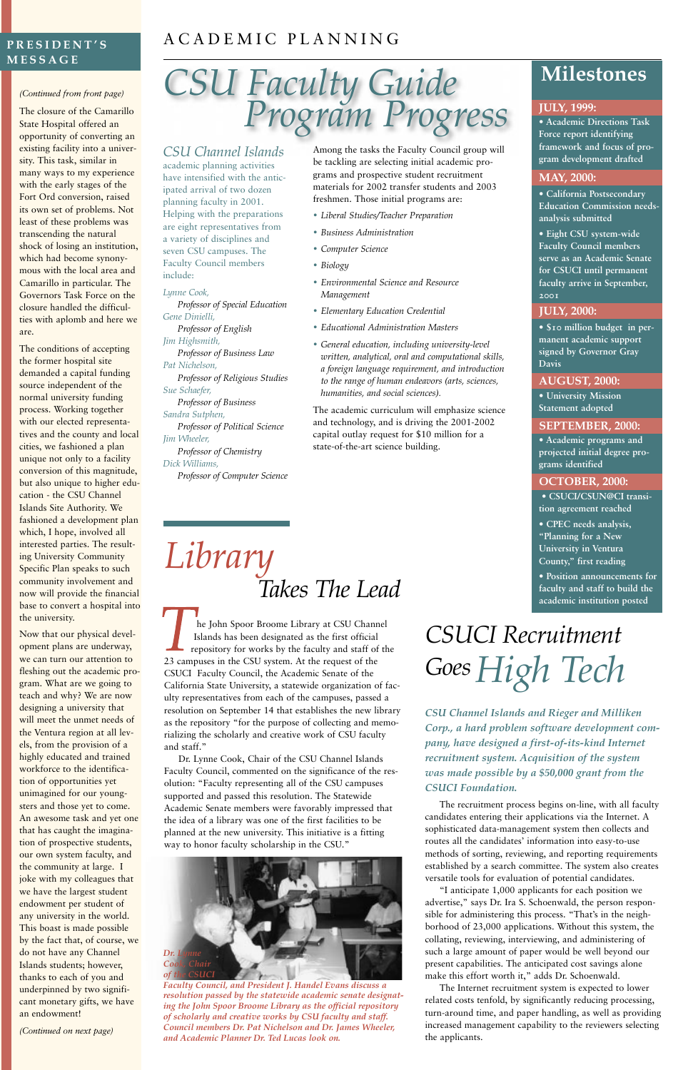## PRESIDENT'S MESSAGE

*(Continued from front page)*

The closure of the Camarillo State Hospital offered an opportunity of converting an existing facility into a university. This task, similar in many ways to my experience with the early stages of the Fort Ord conversion, raised its own set of problems. Not least of these problems was transcending the natural shock of losing an institution, which had become synonymous with the local area and Camarillo in particular. The Governors Task Force on the closure handled the difficulties with aplomb and here we are.

The conditions of accepting the former hospital site demanded a capital funding source independent of the normal university funding process. Working together with our elected representatives and the county and local cities, we fashioned a plan unique not only to a facility conversion of this magnitude, but also unique to higher education - the CSU Channel Islands Site Authority. We fashioned a development plan which, I hope, involved all interested parties. The resulting University Community Specific Plan speaks to such community involvement and now will provide the financial base to convert a hospital into the university.

Now that our physical development plans are underway, we can turn our attention to fleshing out the academic program. What are we going to teach and why? We are now designing a university that will meet the unmet needs of the Ventura region at all levels, from the provision of a highly educated and trained workforce to the identification of opportunities yet unimagined for our youngsters and those yet to come. An awesome task and yet one that has caught the imagination of prospective students, our own system faculty, and the community at large. I joke with my colleagues that we have the largest student endowment per student of any university in the world. This boast is made possible by the fact that, of course, we do not have any Channel Islands students; however, thanks to each of you and underpinned by two significant monetary gifts, we have an endowment!

*(Continued on next page)*

# ACADEMIC PLANNING

# CSU Faculty Guide Program Progress

*CSU Channel Islands* academic planning activities have intensified with the anticipated arrival of two dozen planning faculty in 2001. Helping with the preparations are eight representatives from a variety of disciplines and seven CSU campuses. The Faculty Council members include:

*Lynne Cook,* *Professor of Special Education*
*Gene Dinielli,* *Professor of English*
*Jim Highsmith,* *Professor of Business Law*
*Pat Nichelson,* *Professor of Religious Studies*
*Sue Schaefer,* *Professor of Business*
*Sandra Sutphen,* *Professor of Political Science*
*Jim Wheeler,* *Professor of Chemistry*
*Dick Williams,* *Professor of Computer Science*

Among the tasks the Faculty Council group will be tackling are selecting initial academic programs and prospective student recruitment materials for 2002 transfer students and 2003 freshmen. Those initial programs are:

- *Liberal Studies/Teacher Preparation*
- *Business Administration*
- *Computer Science*
- *Biology*
- *Environmental Science and Resource Management*
- *Elementary Education Credential*
- *Educational Administration Masters*
- *General education, including university-level written, analytical, oral and computational skills, a foreign language requirement, and introduction to the range of human endeavors (arts, sciences, humanities, and social sciences).*

The academic curriculum will emphasize science and technology, and is driving the 2001-2002 capital outlay request for $10 million for a state-of-the-art science building.

## Milestones

**JULY, 1999:**
- Academic Directions Task Force report identifying framework and focus of program development drafted

**MAY, 2000:**
- California Postsecondary Education Commission needs-analysis submitted
- Eight CSU system-wide Faculty Council members serve as an Academic Senate for CSUCI until permanent faculty arrive in September, 2001

**JULY, 2000:**
- $10 million budget in permanent academic support signed by Governor Gray Davis

**AUGUST, 2000:**
- University Mission Statement adopted

**SEPTEMBER, 2000:**
- Academic programs and projected initial degree programs identified

**OCTOBER, 2000:**
- CSUCI/CSUN@CI transition agreement reached
- CPEC needs analysis, "Planning for a New University in Ventura County," first reading
- Position announcements for faculty and staff to build the academic institution posted

# Library Takes The Lead

The John Spoor Broome Library at CSU Channel Islands has been designated as the first official repository for works by the faculty and staff of the 23 campuses in the CSU system. At the request of the CSUCI Faculty Council, the Academic Senate of the California State University, a statewide organization of faculty representatives from each of the campuses, passed a resolution on September 14 that establishes the new library as the repository "for the purpose of collecting and memorializing the scholarly and creative work of CSU faculty and staff."

Dr. Lynne Cook, Chair of the CSU Channel Islands Faculty Council, commented on the significance of the resolution: "Faculty representing all of the CSU campuses supported and passed this resolution. The Statewide Academic Senate members were favorably impressed that the idea of a library was one of the first facilities to be planned at the new university. This initiative is a fitting way to honor faculty scholarship in the CSU."

*Dr. Lynne Cook, Chair of the CSUCI Faculty Council, and President J. Handel Evans discuss a resolution passed by the statewide academic senate designating the John Spoor Broome Library as the official repository of scholarly and creative works by CSU faculty and staff. Council members Dr. Pat Nichelson and Dr. James Wheeler, and Academic Planner Dr. Ted Lucas look on.*

# CSUCI Recruitment Goes High Tech

***CSU Channel Islands and Rieger and Milliken Corp., a hard problem software development company, have designed a first-of-its-kind Internet recruitment system. Acquisition of the system was made possible by a $50,000 grant from the CSUCI Foundation.***

The recruitment process begins on-line, with all faculty candidates entering their applications via the Internet. A sophisticated data-management system then collects and routes all the candidates' information into easy-to-use methods of sorting, reviewing, and reporting requirements established by a search committee. The system also creates versatile tools for evaluation of potential candidates.

"I anticipate 1,000 applicants for each position we advertise," says Dr. Ira S. Schoenwald, the person responsible for administering this process. "That's in the neighborhood of 23,000 applications. Without this system, the collating, reviewing, interviewing, and administering of such a large amount of paper would be well beyond our present capabilities. The anticipated cost savings alone make this effort worth it," adds Dr. Schoenwald.

The Internet recruitment system is expected to lower related costs tenfold, by significantly reducing processing, turn-around time, and paper handling, as well as providing increased management capability to the reviewers selecting the applicants.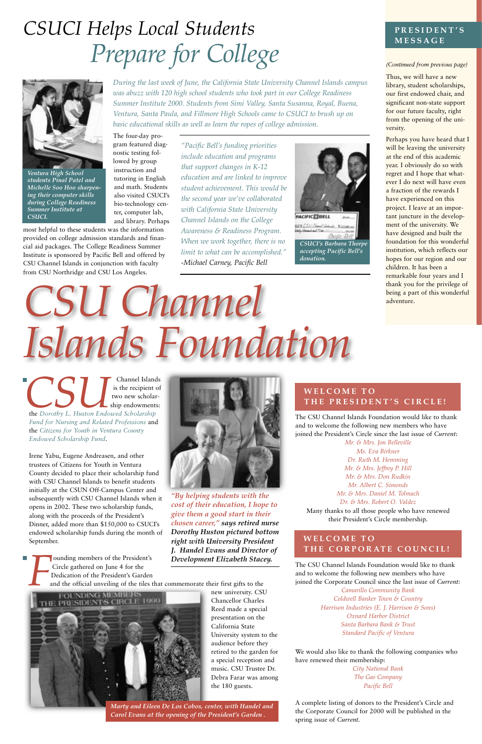# CSUCI Helps Local Students *Prepare for College*

Ventura High School students Frial Patel and Michelle Soo Hoo sharpening their computer skills during College Readiness Summer Institute at CSUCI.

*During the last week of June, the California State University Channel Islands campus was abuzz with 120 high school students who took part in our College Readiness Summer Institute 2000. Students from Simi Valley, Santa Susanna, Royal, Buena, Ventura, Santa Paula, and Fillmore High Schools came to CSUCI to brush up on basic educational skills as well as learn the ropes of college admission.*

The four-day program featured diagnostic testing followed by group instruction and tutoring in English and math. Students also visited CSUCI's bio-technology center, computer lab, and library. Perhaps most helpful to these students was the information provided on college admission standards and financial aid packages. The College Readiness Summer Institute is sponsored by Pacific Bell and offered by CSU Channel Islands in conjunction with faculty from CSU Northridge and CSU Los Angeles.

*"Pacific Bell's funding priorities include education and programs that support changes in K-12 education and are linked to improve student achievement. This would be the second year we've collaborated with California State University Channel Islands on the College Awareness & Readiness Program. When we work together, there is no limit to what can be accomplished."* -Michael Carney, Pacific Bell

CSUCI's Barbara Thorpe accepting Pacific Bell's donation.

## PRESIDENT'S MESSAGE

*(Continued from previous page)*

Thus, we will have a new library, student scholarships, our first endowed chair, and significant non-state support for our future faculty, right from the opening of the university.

Perhaps you have heard that I will be leaving the university at the end of this academic year. I obviously do so with regret and I hope that whatever I do next will have even a fraction of the rewards I have experienced on this project. I leave at an important juncture in the development of the university. We have designed and built the foundation for this wonderful institution, which reflects our hopes for our region and our children. It has been a remarkable four years and I thank you for the privilege of being a part of this wonderful adventure.

# *CSU Channel Islands Foundation*

CSU Channel Islands is the recipient of two new scholarship endowments: the *Dorothy L. Huston Endowed Scholarship Fund for Nursing and Related Professions* and the *Citizens for Youth in Ventura County Endowed Scholarship Fund*.

Irene Yabu, Eugene Andreasen, and other trustees of Citizens for Youth in Ventura County decided to place their scholarship fund with CSU Channel Islands to benefit students initially at the CSUN Off-Campus Center and subsequently with CSU Channel Islands when it opens in 2002. These two scholarship funds, along with the proceeds of the President's Dinner, added more than $150,000 to CSUCI's endowed scholarship funds during the month of September.

***"By helping students with the cost of their education, I hope to give them a good start in their chosen career,"* says retired nurse Dorothy Huston pictured bottom right with University President J. Handel Evans and Director of Development Elizabeth Stacey.**

Founding members of the President's Circle gathered on June 4 for the Dedication of the President's Garden and the official unveiling of the tiles that commemorate their first gifts to the new university. CSU Chancellor Charles Reed made a special presentation on the California State University system to the audience before they retired to the garden for a special reception and music. CSU Trustee Dr. Debra Farar was among the 180 guests.

*Marty and Eileen De Los Cobos, center, with Handel and Carol Evans at the opening of the President's Garden .*

## WELCOME TO THE PRESIDENT'S CIRCLE!

The CSU Channel Islands Foundation would like to thank and to welcome the following new members who have joined the President's Circle since the last issue of *Current*:

*Mr. & Mrs. Jon Belleville*
*Ms. Eva Birkner*
*Dr. Ruth M. Hemming*
*Mr. & Mrs. Jeffrey P. Hill*
*Mr. & Mrs. Don Rudkin*
*Mr. Albert C. Simonds*
*Mr. & Mrs. Daniel M. Tolmach*
*Dr. & Mrs. Robert O. Valdez*

Many thanks to all those people who have renewed their President's Circle membership.

## WELCOME TO THE CORPORATE COUNCIL!

The CSU Channel Islands Foundation would like to thank and to welcome the following new members who have joined the Corporate Council since the last issue of *Current:*

*Camarillo Community Bank*
*Coldwell Banker Town & Country*
*Harrison Industries (E. J. Harrison & Sons)*
*Oxnard Harbor District*
*Santa Barbara Bank & Trust*
*Standard Pacific of Ventura*

We would also like to thank the following companies who have renewed their membership:

*City National Bank*
*The Gas Company*
*Pacific Bell*

A complete listing of donors to the President's Circle and the Corporate Council for 2000 will be published in the spring issue of *Current.*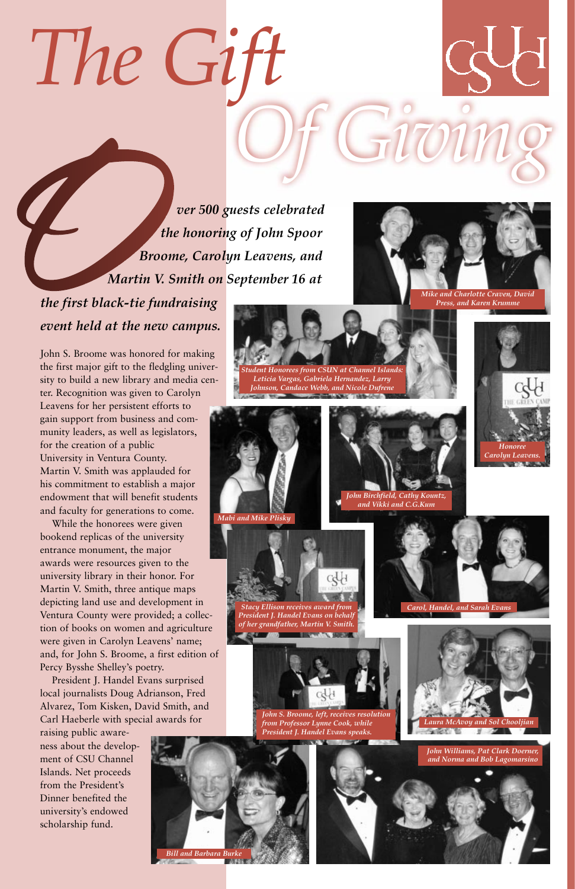# The Gift Of Giving

***Over 500 guests celebrated the honoring of John Spoor Broome, Carolyn Leavens, and Martin V. Smith on September 16 at the first black-tie fundraising event held at the new campus.***

John S. Broome was honored for making the first major gift to the fledgling university to build a new library and media center. Recognition was given to Carolyn Leavens for her persistent efforts to gain support from business and community leaders, as well as legislators, for the creation of a public University in Ventura County. Martin V. Smith was applauded for his commitment to establish a major endowment that will benefit students and faculty for generations to come.

While the honorees were given bookend replicas of the university entrance monument, the major awards were resources given to the university library in their honor. For Martin V. Smith, three antique maps depicting land use and development in Ventura County were provided; a collection of books on women and agriculture were given in Carolyn Leavens' name; and, for John S. Broome, a first edition of Percy Bysshe Shelley's poetry.

President J. Handel Evans surprised local journalists Doug Adrianson, Fred Alvarez, Tom Kisken, David Smith, and Carl Haeberle with special awards for raising public awareness about the development of CSU Channel Islands. Net proceeds from the President's Dinner benefited the university's endowed scholarship fund.

*Mike and Charlotte Craven, David Press, and Karen Krumme*

*Student Honorees from CSUN at Channel Islands: Leticia Vargas, Gabriela Hernandez, Larry Johnson, Candace Webb, and Nicole Dufrene*

*Honoree Carolyn Leavens.*

*Mabi and Mike Plisky*

*John Birchfield, Cathy Kountz, and Vikki and C.G.Kum*

*Stacy Ellison receives award from President J. Handel Evans on behalf of her grandfather, Martin V. Smith.*

*Carol, Handel, and Sarah Evans*

*John S. Broome, left, receives resolution from Professor Lynne Cook, while President J. Handel Evans speaks.*

*Laura McAvoy and Sol Chooljian*

*John Williams, Pat Clark Doerner, and Norma and Bob Lagomarsino*

*Bill and Barbara Burke*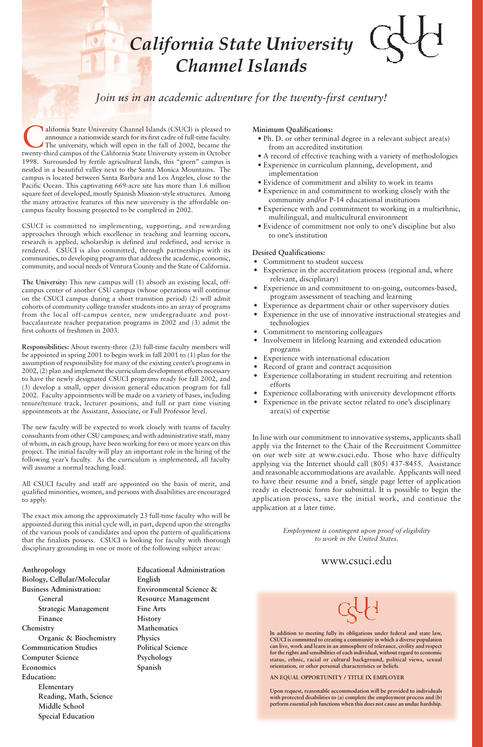# California State University Channel Islands

*Join us in an academic adventure for the twenty-first century!*

California State University Channel Islands (CSUCI) is pleased to announce a nationwide search for its first cadre of full-time faculty. The university, which will open in the fall of 2002, became the twenty-third campus of the California State University system in October 1998. Surrounded by fertile agricultural lands, this "green" campus is nestled in a beautiful valley next to the Santa Monica Mountains. The campus is located between Santa Barbara and Los Angeles, close to the Pacific Ocean. This captivating 669-acre site has more than 1.6 million square feet of developed, mostly Spanish Mission-style structures. Among the many attractive features of this new university is the affordable on-campus faculty housing projected to be completed in 2002.

CSUCI is committed to implementing, supporting, and rewarding approaches through which excellence in teaching and learning occurs, research is applied, scholarship is defined and redefined, and service is rendered. CSUCI is also committed, through partnerships with its communities, to developing programs that address the academic, economic, community, and social needs of Ventura County and the State of California.

**The University:** This new campus will (1) absorb an existing local, off-campus center of another CSU campus (whose operations will continue on the CSUCI campus during a short transition period) (2) will admit cohorts of community college transfer students into an array of programs from the local off-campus center, new undergraduate and post-baccalaureate teacher preparation programs in 2002 and (3) admit the first cohorts of freshmen in 2003.

**Responsibilities:** About twenty-three (23) full-time faculty members will be appointed in spring 2001 to begin work in fall 2001 to (1) plan for the assumption of responsibility for many of the existing center's programs in 2002, (2) plan and implement the curriculum development efforts necessary to have the newly designated CSUCI programs ready for fall 2002, and (3) develop a small, upper division general education program for fall 2002. Faculty appointments will be made on a variety of bases, including tenure/tenure track, lecturer positions, and full or part time visiting appointments at the Assistant, Associate, or Full Professor level.

The new faculty will be expected to work closely with teams of faculty consultants from other CSU campuses; and with administrative staff, many of whom, in each group, have been working for two or more years on this project. The initial faculty will play an important role in the hiring of the following year's faculty. As the curriculum is implemented, all faculty will assume a normal teaching load.

All CSUCI faculty and staff are appointed on the basis of merit, and qualified minorities, women, and persons with disabilities are encouraged to apply.

The exact mix among the approximately 23 full-time faculty who will be appointed during this initial cycle will, in part, depend upon the strengths of the various pools of candidates and upon the pattern of qualifications that the finalists possess. CSUCI is looking for faculty with thorough disciplinary grounding in one or more of the following subject areas:

**Anthropology**
**Biology, Cellular/Molecular**
**Business Administration:**
- **General**
- **Strategic Management**
- **Finance**

**Chemistry**
- **Organic & Biochemistry**

**Communication Studies**
**Computer Science**
**Economics**
**Education:**
- **Elementary**
- **Reading, Math, Science**
- **Middle School**
- **Special Education**

**Educational Administration**
**English**
**Environmental Science & Resource Management**
**Fine Arts**
**History**
**Mathematics**
**Physics**
**Political Science**
**Psychology**
**Spanish**

**Minimum Qualifications:**

- Ph. D. or other terminal degree in a relevant subject area(s) from an accredited institution
- A record of effective teaching with a variety of methodologies
- Experience in curriculum planning, development, and implementation
- Evidence of commitment and ability to work in teams
- Experience in and commitment to working closely with the community and/or P-14 educational institutions
- Experience with and commitment to working in a multiethnic, multilingual, and multicultural environment
- Evidence of commitment not only to one's discipline but also to one's institution

**Desired Qualifications:**

- Commitment to student success
- Experience in the accreditation process (regional and, where relevant, disciplinary)
- Experience in and commitment to on-going, outcomes-based, program assessment of teaching and learning
- Experience as department chair or other supervisory duties
- Experience in the use of innovative instructional strategies and technologies
- Commitment to mentoring colleagues
- Involvement in lifelong learning and extended education programs
- Experience with international education
- Record of grant and contract acquisition
- Experience collaborating in student recruiting and retention efforts
- Experience collaborating with university development efforts
- Experience in the private sector related to one's disciplinary area(s) of expertise

In line with our commitment to innovative systems, applicants shall apply via the Internet to the Chair of the Recruitment Committee on our web site at www.csuci.edu. Those who have difficulty applying via the Internet should call (805) 437-8455. Assistance and reasonable accommodations are available. Applicants will need to have their resume and a brief, single page letter of application ready in electronic form for submittal. It is possible to begin the application process, save the initial work, and continue the application at a later time.

*Employment is contingent upon proof of eligibility to work in the United States.*

www.csuci.edu

**In addition to meeting fully its obligations under federal and state law, CSUCI is committed to creating a community in which a diverse population can live, work and learn in an atmosphere of tolerance, civility and respect for the rights and sensibilities of each individual, without regard to economic status, ethnic, racial or cultural background, political views, sexual orientation, or other personal characteristics or beliefs.**

**AN EQUAL OPPORTUNITY / TITLE IX EMPLOYER**

**Upon request, reasonable accommodation will be provided to individuals with protected disabilities to (a) complete the employment process and (b) perform essential job functions when this does not cause an undue hardship.**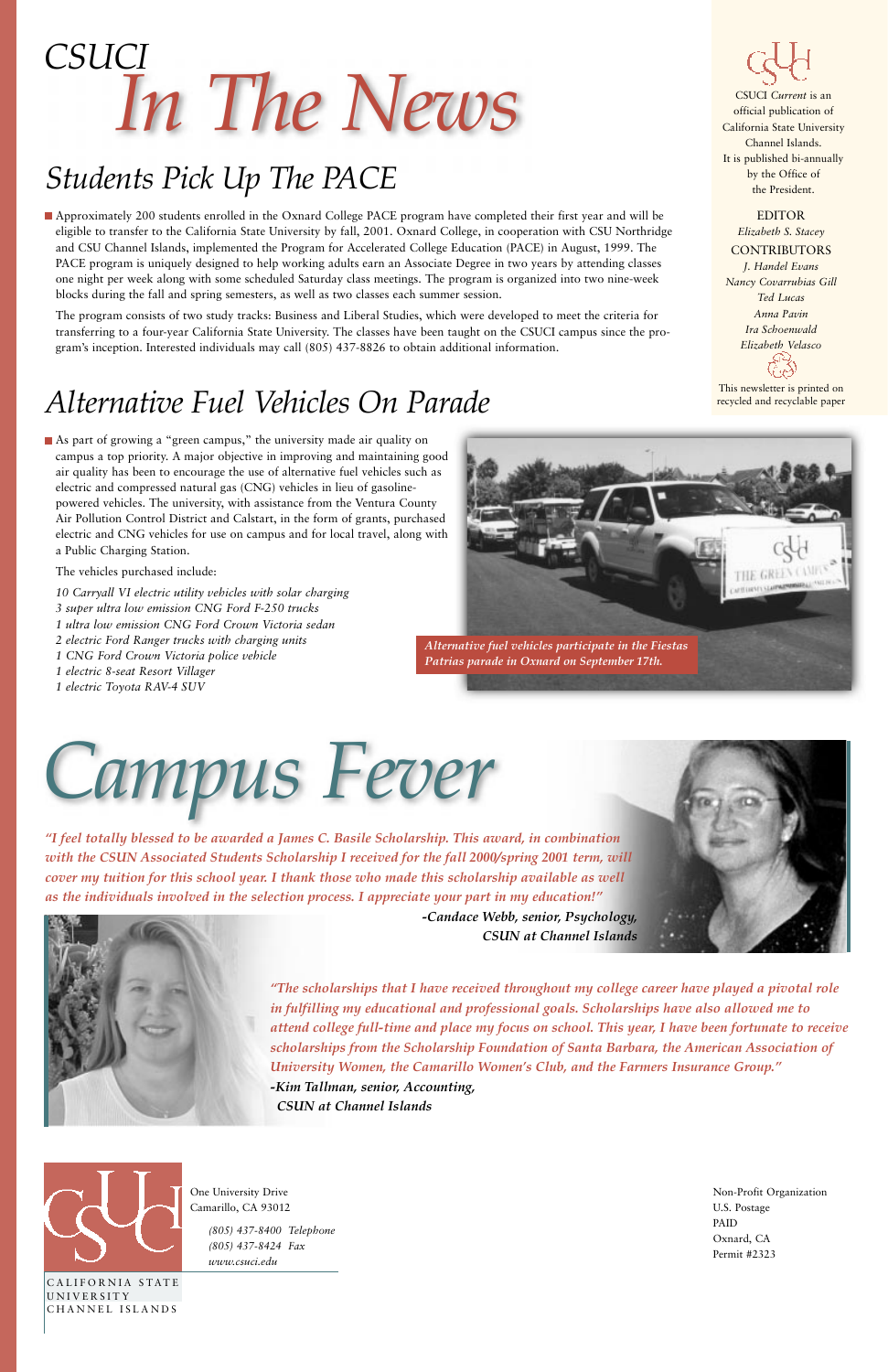# CSUCI In The News

## Students Pick Up The PACE

Approximately 200 students enrolled in the Oxnard College PACE program have completed their first year and will be eligible to transfer to the California State University by fall, 2001. Oxnard College, in cooperation with CSU Northridge and CSU Channel Islands, implemented the Program for Accelerated College Education (PACE) in August, 1999. The PACE program is uniquely designed to help working adults earn an Associate Degree in two years by attending classes one night per week along with some scheduled Saturday class meetings. The program is organized into two nine-week blocks during the fall and spring semesters, as well as two classes each summer session.

The program consists of two study tracks: Business and Liberal Studies, which were developed to meet the criteria for transferring to a four-year California State University. The classes have been taught on the CSUCI campus since the program's inception. Interested individuals may call (805) 437-8826 to obtain additional information.

## Alternative Fuel Vehicles On Parade

As part of growing a "green campus," the university made air quality on campus a top priority. A major objective in improving and maintaining good air quality has been to encourage the use of alternative fuel vehicles such as electric and compressed natural gas (CNG) vehicles in lieu of gasoline-powered vehicles. The university, with assistance from the Ventura County Air Pollution Control District and Calstart, in the form of grants, purchased electric and CNG vehicles for use on campus and for local travel, along with a Public Charging Station.

The vehicles purchased include:

*10 Carryall VI electric utility vehicles with solar charging*
*3 super ultra low emission CNG Ford F-250 trucks*
*1 ultra low emission CNG Ford Crown Victoria sedan*
*2 electric Ford Ranger trucks with charging units*
*1 CNG Ford Crown Victoria police vehicle*
*1 electric 8-seat Resort Villager*
*1 electric Toyota RAV-4 SUV*

*Alternative fuel vehicles participate in the Fiestas Patrias parade in Oxnard on September 17th.*

# Campus Fever

*"I feel totally blessed to be awarded a James C. Basile Scholarship. This award, in combination with the CSUN Associated Students Scholarship I received for the fall 2000/spring 2001 term, will cover my tuition for this school year. I thank those who made this scholarship available as well as the individuals involved in the selection process. I appreciate your part in my education!"*
***-Candace Webb, senior, Psychology, CSUN at Channel Islands***

*"The scholarships that I have received throughout my college career have played a pivotal role in fulfilling my educational and professional goals. Scholarships have also allowed me to attend college full-time and place my focus on school. This year, I have been fortunate to receive scholarships from the Scholarship Foundation of Santa Barbara, the American Association of University Women, the Camarillo Women's Club, and the Farmers Insurance Group."*
***-Kim Tallman, senior, Accounting, CSUN at Channel Islands***

---

CSUCI *Current* is an official publication of California State University Channel Islands. It is published bi-annually by the Office of the President.

EDITOR
*Elizabeth S. Stacey*

CONTRIBUTORS
*J. Handel Evans*
*Nancy Covarrubias Gill*
*Ted Lucas*
*Anna Pavin*
*Ira Schoenwald*
*Elizabeth Velasco*

This newsletter is printed on recycled and recyclable paper

---

CALIFORNIA STATE UNIVERSITY CHANNEL ISLANDS

One University Drive
Camarillo, CA 93012

*(805) 437-8400 Telephone*
*(805) 437-8424 Fax*
*www.csuci.edu*

Non-Profit Organization
U.S. Postage
PAID
Oxnard, CA
Permit #2323